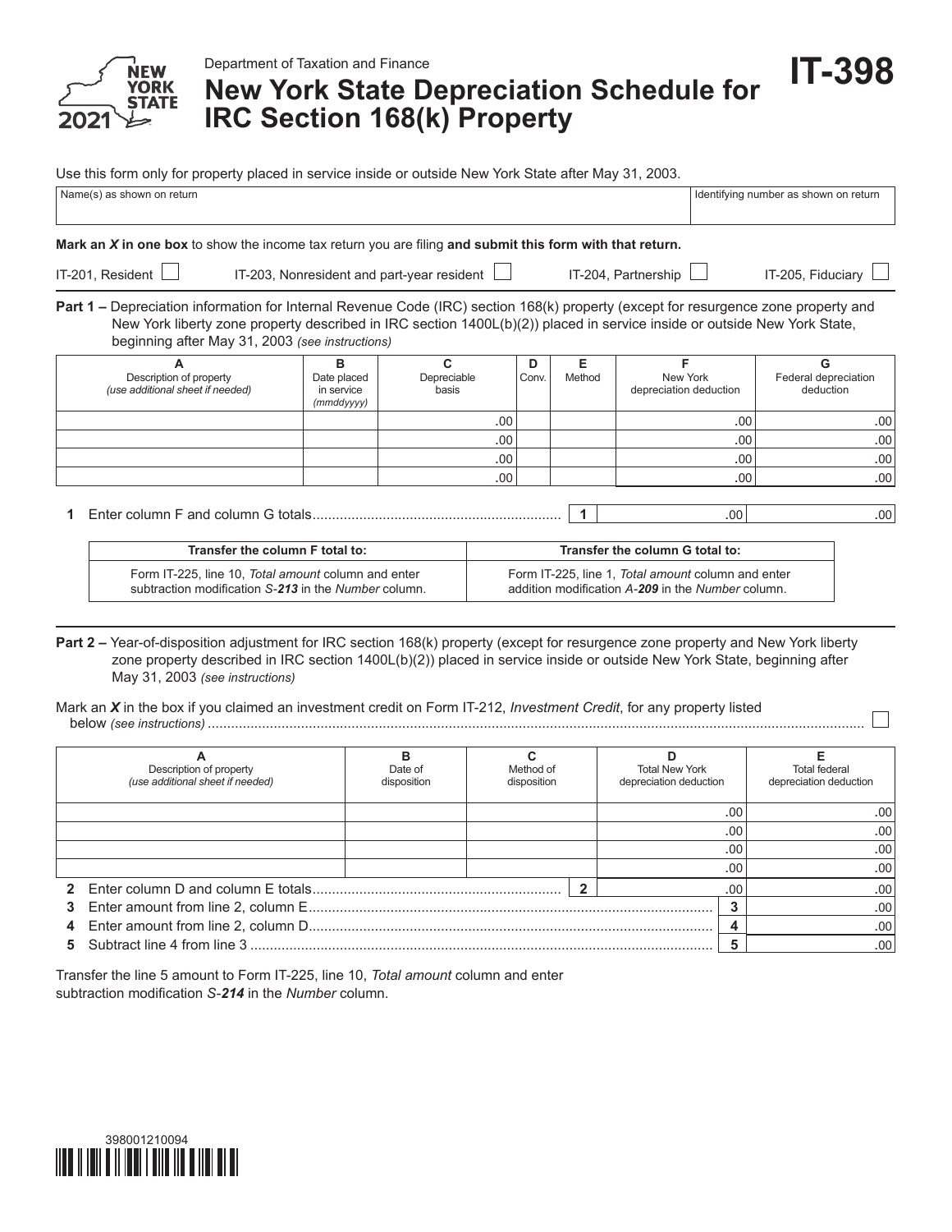Department of Taxation and Finance

# New York State Depreciation Schedule for IRC Section 168(k) Property

**IT-398**

2021

Use this form only for property placed in service inside or outside New York State after May 31, 2003.

| Name(s) as shown on return | Identifying number as shown on return |
|---|---|
| | |

**Mark an *X* in one box** to show the income tax return you are filing **and submit this form with that return.**

IT-201, Resident ☐ IT-203, Nonresident and part-year resident ☐ IT-204, Partnership ☐ IT-205, Fiduciary ☐

**Part 1 –** Depreciation information for Internal Revenue Code (IRC) section 168(k) property (except for resurgence zone property and New York liberty zone property described in IRC section 1400L(b)(2)) placed in service inside or outside New York State, beginning after May 31, 2003 *(see instructions)*

| A<br>Description of property<br>*(use additional sheet if needed)* | B<br>Date placed in service<br>*(mmddyyyy)* | C<br>Depreciable basis | D<br>Conv. | E<br>Method | F<br>New York depreciation deduction | G<br>Federal depreciation deduction |
|---|---|---|---|---|---|---|
| | | .00 | | | .00 | .00 |
| | | .00 | | | .00 | .00 |
| | | .00 | | | .00 | .00 |
| | | .00 | | | .00 | .00 |

**1** Enter column F and column G totals .................................................... **1** .00 .00

| Transfer the column F total to: | Transfer the column G total to: |
|---|---|
| Form IT-225, line 10, *Total amount* column and enter subtraction modification *S-**213*** in the *Number* column. | Form IT-225, line 1, *Total amount* column and enter addition modification *A-**209*** in the *Number* column. |

**Part 2 –** Year-of-disposition adjustment for IRC section 168(k) property (except for resurgence zone property and New York liberty zone property described in IRC section 1400L(b)(2)) placed in service inside or outside New York State, beginning after May 31, 2003 *(see instructions)*

Mark an ***X*** in the box if you claimed an investment credit on Form IT-212, *Investment Credit*, for any property listed below *(see instructions)* .................................................... ☐

| A<br>Description of property<br>*(use additional sheet if needed)* | B<br>Date of disposition | C<br>Method of disposition | D<br>Total New York depreciation deduction | E<br>Total federal depreciation deduction |
|---|---|---|---|---|
| | | | .00 | .00 |
| | | | .00 | .00 |
| | | | .00 | .00 |
| | | | .00 | .00 |
| **2** Enter column D and column E totals | | **2** | .00 | .00 |
| **3** Enter amount from line 2, column E | | | **3** | .00 |
| **4** Enter amount from line 2, column D | | | **4** | .00 |
| **5** Subtract line 4 from line 3 | | | **5** | .00 |

Transfer the line 5 amount to Form IT-225, line 10, *Total amount* column and enter subtraction modification *S-**214*** in the *Number* column.

398001210094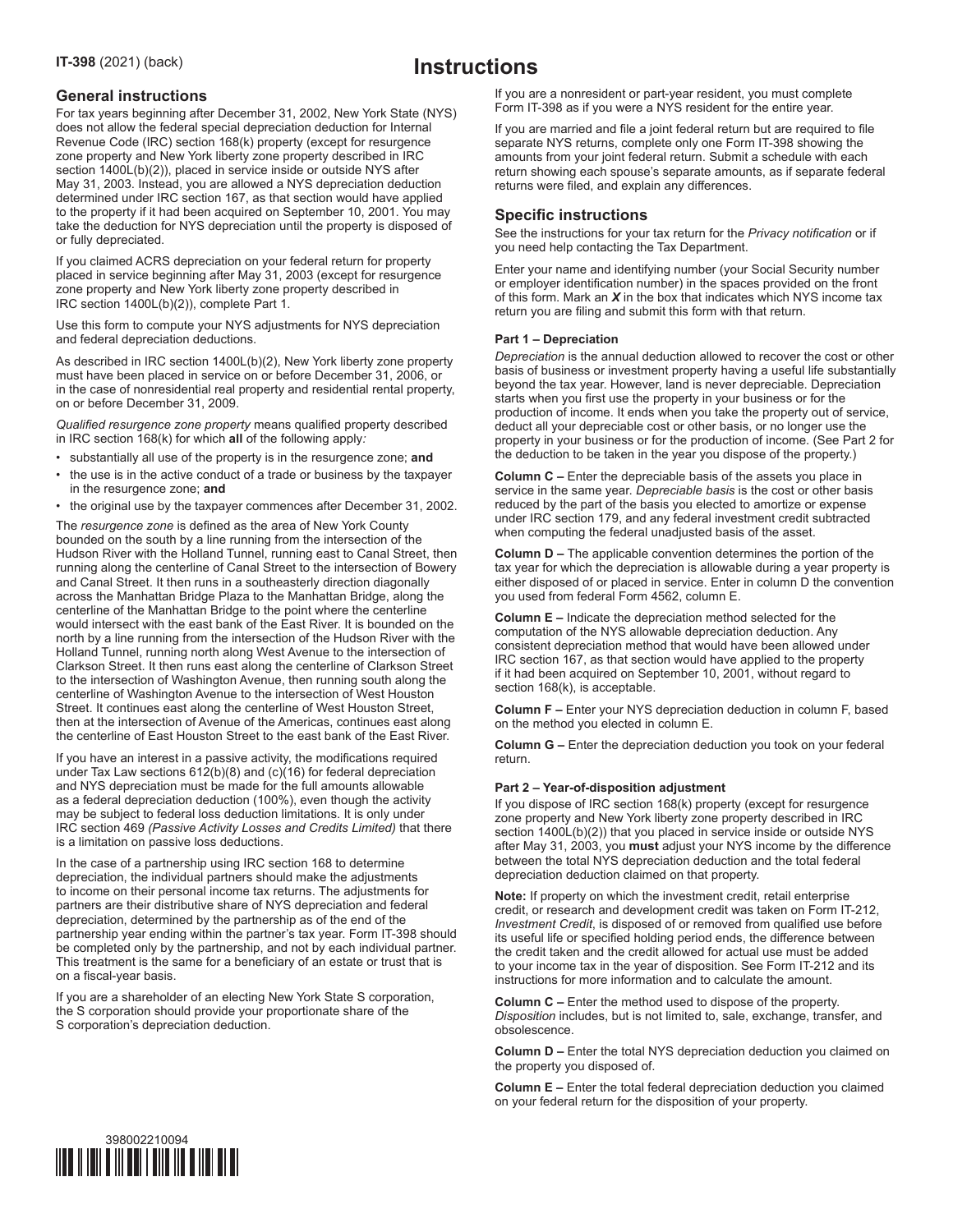# Instructions

## General instructions

For tax years beginning after December 31, 2002, New York State (NYS) does not allow the federal special depreciation deduction for Internal Revenue Code (IRC) section 168(k) property (except for resurgence zone property and New York liberty zone property described in IRC section 1400L(b)(2)), placed in service inside or outside NYS after May 31, 2003. Instead, you are allowed a NYS depreciation deduction determined under IRC section 167, as that section would have applied to the property if it had been acquired on September 10, 2001. You may take the deduction for NYS depreciation until the property is disposed of or fully depreciated.

If you claimed ACRS depreciation on your federal return for property placed in service beginning after May 31, 2003 (except for resurgence zone property and New York liberty zone property described in IRC section 1400L(b)(2)), complete Part 1.

Use this form to compute your NYS adjustments for NYS depreciation and federal depreciation deductions.

As described in IRC section 1400L(b)(2), New York liberty zone property must have been placed in service on or before December 31, 2006, or in the case of nonresidential real property and residential rental property, on or before December 31, 2009.

*Qualified resurgence zone property* means qualified property described in IRC section 168(k) for which **all** of the following apply*:*

- substantially all use of the property is in the resurgence zone; **and**
- the use is in the active conduct of a trade or business by the taxpayer in the resurgence zone; **and**
- the original use by the taxpayer commences after December 31, 2002.

The *resurgence zone* is defined as the area of New York County bounded on the south by a line running from the intersection of the Hudson River with the Holland Tunnel, running east to Canal Street, then running along the centerline of Canal Street to the intersection of Bowery and Canal Street. It then runs in a southeasterly direction diagonally across the Manhattan Bridge Plaza to the Manhattan Bridge, along the centerline of the Manhattan Bridge to the point where the centerline would intersect with the east bank of the East River. It is bounded on the north by a line running from the intersection of the Hudson River with the Holland Tunnel, running north along West Avenue to the intersection of Clarkson Street. It then runs east along the centerline of Clarkson Street to the intersection of Washington Avenue, then running south along the centerline of Washington Avenue to the intersection of West Houston Street. It continues east along the centerline of West Houston Street, then at the intersection of Avenue of the Americas, continues east along the centerline of East Houston Street to the east bank of the East River.

If you have an interest in a passive activity, the modifications required under Tax Law sections 612(b)(8) and (c)(16) for federal depreciation and NYS depreciation must be made for the full amounts allowable as a federal depreciation deduction (100%), even though the activity may be subject to federal loss deduction limitations. It is only under IRC section 469 *(Passive Activity Losses and Credits Limited)* that there is a limitation on passive loss deductions.

In the case of a partnership using IRC section 168 to determine depreciation, the individual partners should make the adjustments to income on their personal income tax returns. The adjustments for partners are their distributive share of NYS depreciation and federal depreciation, determined by the partnership as of the end of the partnership year ending within the partner's tax year. Form IT-398 should be completed only by the partnership, and not by each individual partner. This treatment is the same for a beneficiary of an estate or trust that is on a fiscal-year basis.

If you are a shareholder of an electing New York State S corporation, the S corporation should provide your proportionate share of the S corporation's depreciation deduction.

If you are a nonresident or part-year resident, you must complete Form IT-398 as if you were a NYS resident for the entire year.

If you are married and file a joint federal return but are required to file separate NYS returns, complete only one Form IT-398 showing the amounts from your joint federal return. Submit a schedule with each return showing each spouse's separate amounts, as if separate federal returns were filed, and explain any differences.

## Specific instructions

See the instructions for your tax return for the *Privacy notification* or if you need help contacting the Tax Department.

Enter your name and identifying number (your Social Security number or employer identification number) in the spaces provided on the front of this form. Mark an ***X*** in the box that indicates which NYS income tax return you are filing and submit this form with that return.

### Part 1 – Depreciation

*Depreciation* is the annual deduction allowed to recover the cost or other basis of business or investment property having a useful life substantially beyond the tax year. However, land is never depreciable. Depreciation starts when you first use the property in your business or for the production of income. It ends when you take the property out of service, deduct all your depreciable cost or other basis, or no longer use the property in your business or for the production of income. (See Part 2 for the deduction to be taken in the year you dispose of the property.)

**Column C –** Enter the depreciable basis of the assets you place in service in the same year. *Depreciable basis* is the cost or other basis reduced by the part of the basis you elected to amortize or expense under IRC section 179, and any federal investment credit subtracted when computing the federal unadjusted basis of the asset.

**Column D –** The applicable convention determines the portion of the tax year for which the depreciation is allowable during a year property is either disposed of or placed in service. Enter in column D the convention you used from federal Form 4562, column E.

**Column E –** Indicate the depreciation method selected for the computation of the NYS allowable depreciation deduction. Any consistent depreciation method that would have been allowed under IRC section 167, as that section would have applied to the property if it had been acquired on September 10, 2001, without regard to section 168(k), is acceptable.

**Column F –** Enter your NYS depreciation deduction in column F, based on the method you elected in column E.

**Column G –** Enter the depreciation deduction you took on your federal return.

### Part 2 – Year-of-disposition adjustment

If you dispose of IRC section 168(k) property (except for resurgence zone property and New York liberty zone property described in IRC section 1400L(b)(2)) that you placed in service inside or outside NYS after May 31, 2003, you **must** adjust your NYS income by the difference between the total NYS depreciation deduction and the total federal depreciation deduction claimed on that property.

**Note:** If property on which the investment credit, retail enterprise credit, or research and development credit was taken on Form IT-212, *Investment Credit*, is disposed of or removed from qualified use before its useful life or specified holding period ends, the difference between the credit taken and the credit allowed for actual use must be added to your income tax in the year of disposition. See Form IT-212 and its instructions for more information and to calculate the amount.

**Column C –** Enter the method used to dispose of the property. *Disposition* includes, but is not limited to, sale, exchange, transfer, and obsolescence.

**Column D –** Enter the total NYS depreciation deduction you claimed on the property you disposed of.

**Column E –** Enter the total federal depreciation deduction you claimed on your federal return for the disposition of your property.